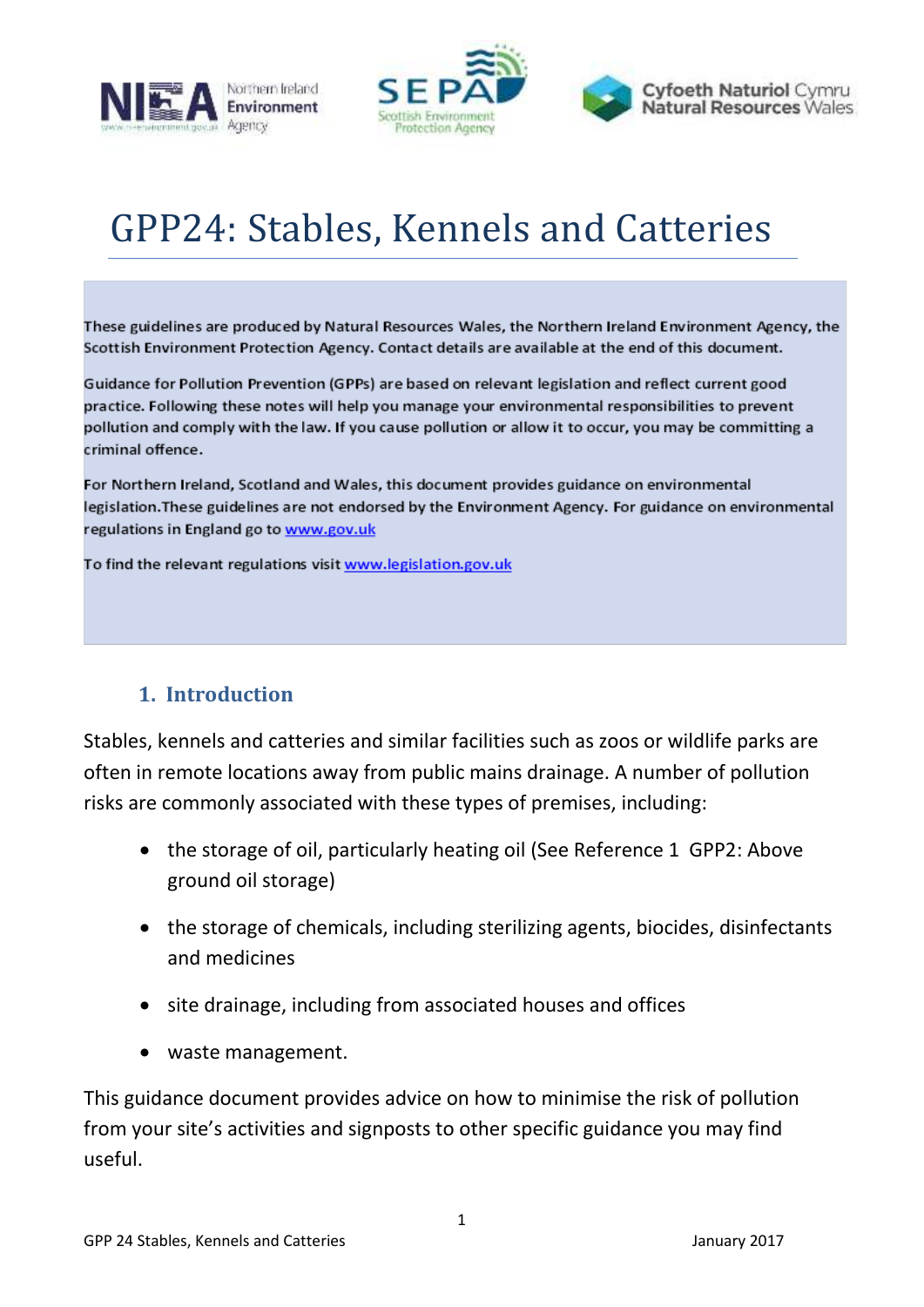# GPP24: Stables, Kennels and Catteries

These guidelines are produced by Natural Resources Wales, the Northern Ireland Environment Agency, the Scottish Environment Protection Agency. Contact details are available at the end of this document.

Guidance for Pollution Prevention (GPPs) are based on relevant legislation and reflect current good practice. Following these notes will help you manage your environmental responsibilities to prevent pollution and comply with the law. If you cause pollution or allow it to occur, you may be committing a criminal offence.

For Northern Ireland, Scotland and Wales, this document provides guidance on environmental legislation.These guidelines are not endorsed by the Environment Agency. For guidance on environmental regulations in England go to www.gov.uk

To find the relevant regulations visit www.legislation.gov.uk

## 1. Introduction

Stables, kennels and catteries and similar facilities such as zoos or wildlife parks are often in remote locations away from public mains drainage. A number of pollution risks are commonly associated with these types of premises, including:

- the storage of oil, particularly heating oil (See Reference 1 GPP2: Above ground oil storage)
- the storage of chemicals, including sterilizing agents, biocides, disinfectants and medicines
- site drainage, including from associated houses and offices
- waste management.

This guidance document provides advice on how to minimise the risk of pollution from your site's activities and signposts to other specific guidance you may find useful.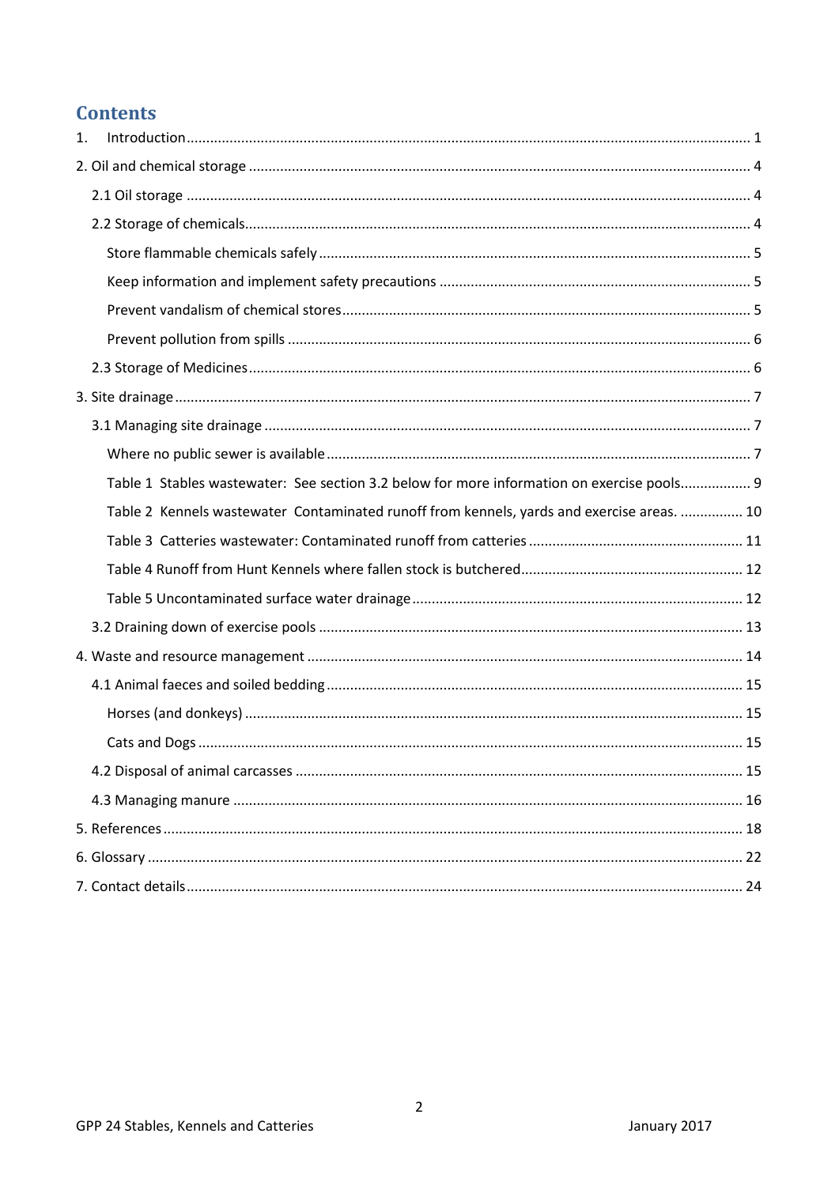## Contents

1. Introduction ..... 1

2. Oil and chemical storage ..... 4

    2.1 Oil storage ..... 4

    2.2 Storage of chemicals ..... 4

        Store flammable chemicals safely ..... 5

        Keep information and implement safety precautions ..... 5

        Prevent vandalism of chemical stores ..... 5

        Prevent pollution from spills ..... 6

    2.3 Storage of Medicines ..... 6

3. Site drainage ..... 7

    3.1 Managing site drainage ..... 7

        Where no public sewer is available ..... 7

        Table 1 Stables wastewater: See section 3.2 below for more information on exercise pools ..... 9

        Table 2 Kennels wastewater Contaminated runoff from kennels, yards and exercise areas. ..... 10

        Table 3 Catteries wastewater: Contaminated runoff from catteries ..... 11

        Table 4 Runoff from Hunt Kennels where fallen stock is butchered ..... 12

        Table 5 Uncontaminated surface water drainage ..... 12

    3.2 Draining down of exercise pools ..... 13

4. Waste and resource management ..... 14

    4.1 Animal faeces and soiled bedding ..... 15

        Horses (and donkeys) ..... 15

        Cats and Dogs ..... 15

    4.2 Disposal of animal carcasses ..... 15

    4.3 Managing manure ..... 16

5. References ..... 18

6. Glossary ..... 22

7. Contact details ..... 24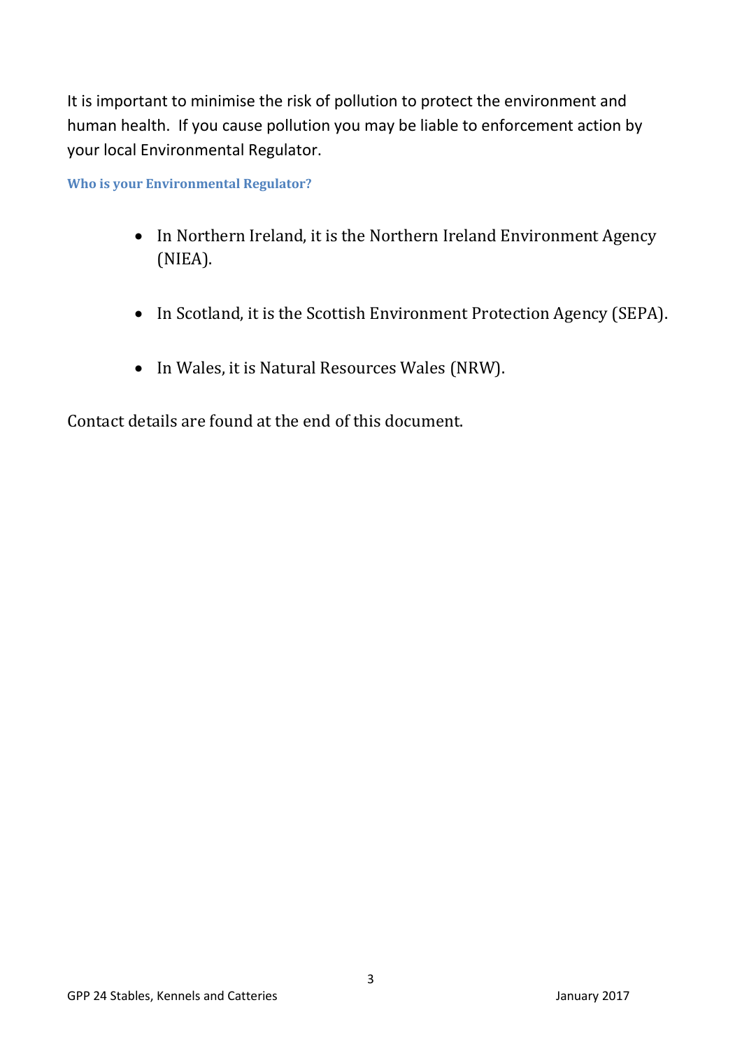It is important to minimise the risk of pollution to protect the environment and human health. If you cause pollution you may be liable to enforcement action by your local Environmental Regulator.

### Who is your Environmental Regulator?

- In Northern Ireland, it is the Northern Ireland Environment Agency (NIEA).
- In Scotland, it is the Scottish Environment Protection Agency (SEPA).
- In Wales, it is Natural Resources Wales (NRW).

Contact details are found at the end of this document.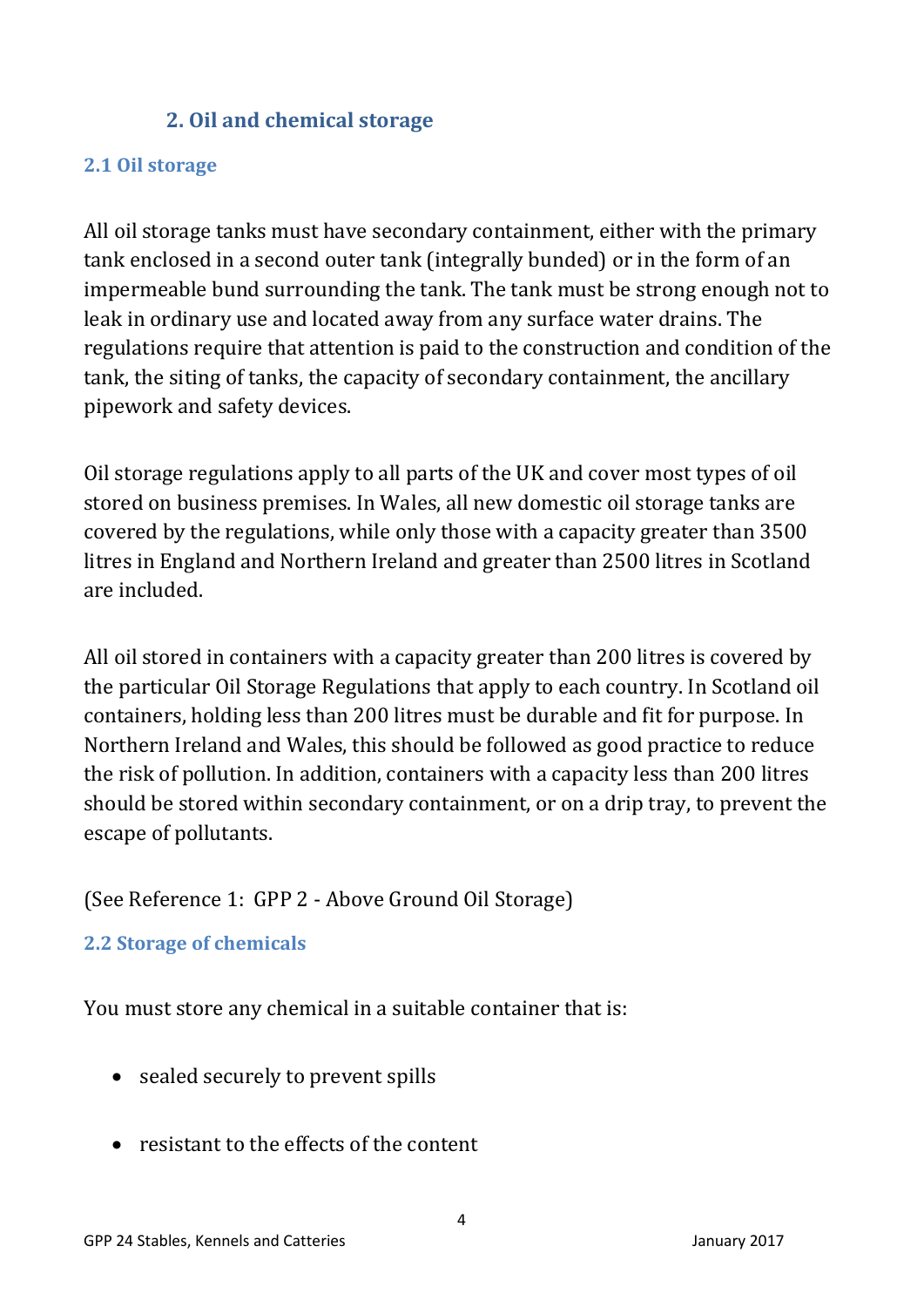## 2. Oil and chemical storage

### 2.1 Oil storage

All oil storage tanks must have secondary containment, either with the primary tank enclosed in a second outer tank (integrally bunded) or in the form of an impermeable bund surrounding the tank. The tank must be strong enough not to leak in ordinary use and located away from any surface water drains. The regulations require that attention is paid to the construction and condition of the tank, the siting of tanks, the capacity of secondary containment, the ancillary pipework and safety devices.

Oil storage regulations apply to all parts of the UK and cover most types of oil stored on business premises. In Wales, all new domestic oil storage tanks are covered by the regulations, while only those with a capacity greater than 3500 litres in England and Northern Ireland and greater than 2500 litres in Scotland are included.

All oil stored in containers with a capacity greater than 200 litres is covered by the particular Oil Storage Regulations that apply to each country. In Scotland oil containers, holding less than 200 litres must be durable and fit for purpose. In Northern Ireland and Wales, this should be followed as good practice to reduce the risk of pollution. In addition, containers with a capacity less than 200 litres should be stored within secondary containment, or on a drip tray, to prevent the escape of pollutants.

(See Reference 1: GPP 2 - Above Ground Oil Storage)

### 2.2 Storage of chemicals

You must store any chemical in a suitable container that is:

- sealed securely to prevent spills
- resistant to the effects of the content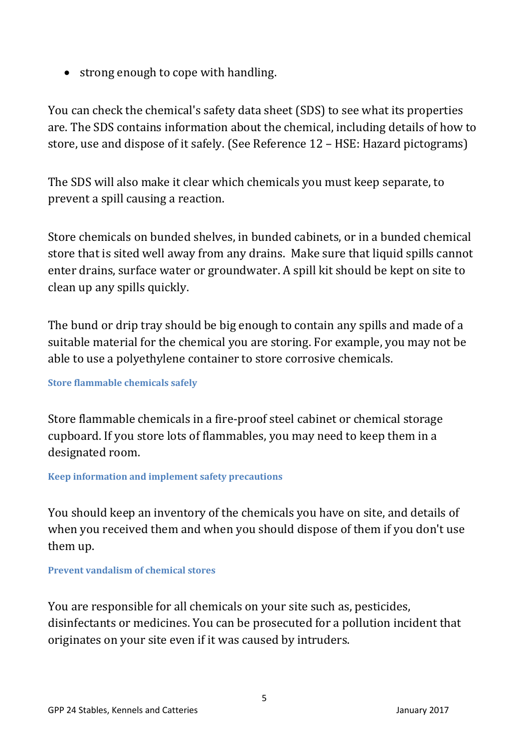- strong enough to cope with handling.

You can check the chemical's safety data sheet (SDS) to see what its properties are. The SDS contains information about the chemical, including details of how to store, use and dispose of it safely. (See Reference 12 – HSE: Hazard pictograms)

The SDS will also make it clear which chemicals you must keep separate, to prevent a spill causing a reaction.

Store chemicals on bunded shelves, in bunded cabinets, or in a bunded chemical store that is sited well away from any drains. Make sure that liquid spills cannot enter drains, surface water or groundwater. A spill kit should be kept on site to clean up any spills quickly.

The bund or drip tray should be big enough to contain any spills and made of a suitable material for the chemical you are storing. For example, you may not be able to use a polyethylene container to store corrosive chemicals.

### Store flammable chemicals safely

Store flammable chemicals in a fire-proof steel cabinet or chemical storage cupboard. If you store lots of flammables, you may need to keep them in a designated room.

### Keep information and implement safety precautions

You should keep an inventory of the chemicals you have on site, and details of when you received them and when you should dispose of them if you don't use them up.

### Prevent vandalism of chemical stores

You are responsible for all chemicals on your site such as, pesticides, disinfectants or medicines. You can be prosecuted for a pollution incident that originates on your site even if it was caused by intruders.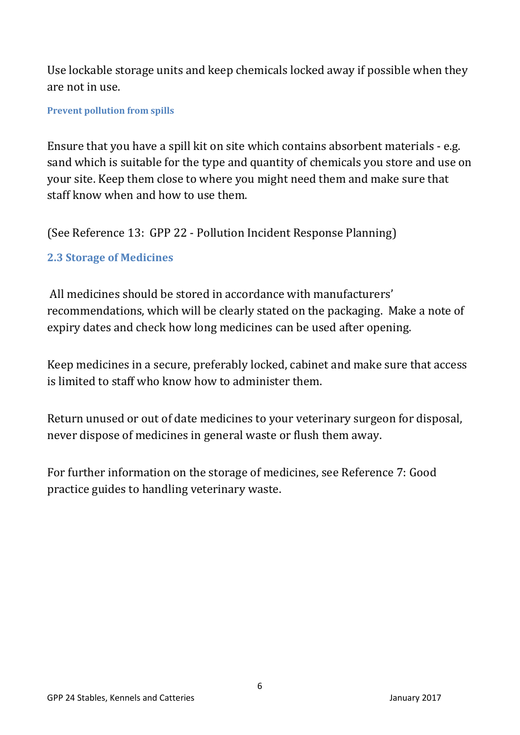Use lockable storage units and keep chemicals locked away if possible when they are not in use.

#### Prevent pollution from spills

Ensure that you have a spill kit on site which contains absorbent materials - e.g. sand which is suitable for the type and quantity of chemicals you store and use on your site. Keep them close to where you might need them and make sure that staff know when and how to use them.

(See Reference 13: GPP 22 - Pollution Incident Response Planning)

### 2.3 Storage of Medicines

All medicines should be stored in accordance with manufacturers' recommendations, which will be clearly stated on the packaging. Make a note of expiry dates and check how long medicines can be used after opening.

Keep medicines in a secure, preferably locked, cabinet and make sure that access is limited to staff who know how to administer them.

Return unused or out of date medicines to your veterinary surgeon for disposal, never dispose of medicines in general waste or flush them away.

For further information on the storage of medicines, see Reference 7: Good practice guides to handling veterinary waste.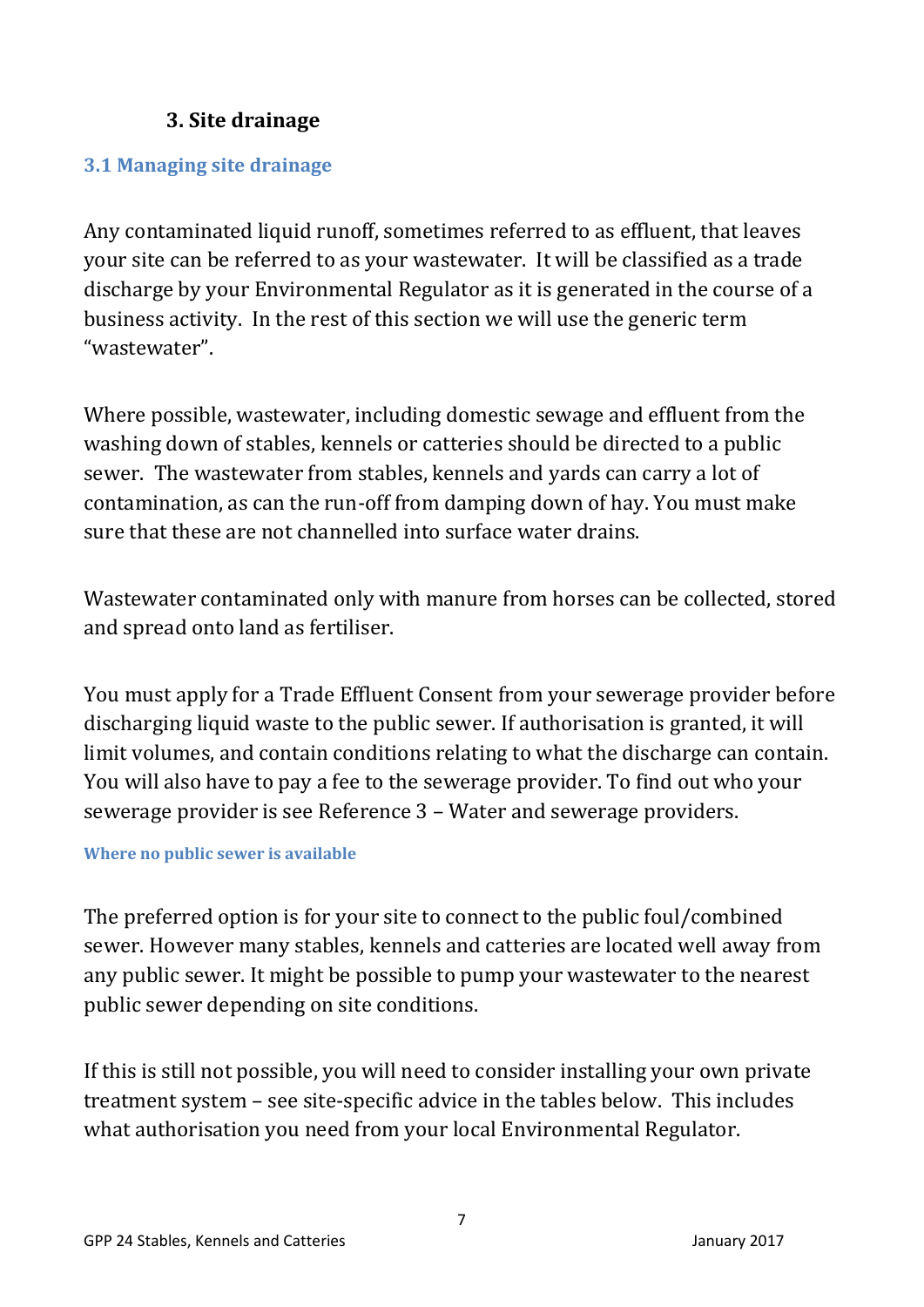## 3. Site drainage

### 3.1 Managing site drainage

Any contaminated liquid runoff, sometimes referred to as effluent, that leaves your site can be referred to as your wastewater. It will be classified as a trade discharge by your Environmental Regulator as it is generated in the course of a business activity. In the rest of this section we will use the generic term "wastewater".

Where possible, wastewater, including domestic sewage and effluent from the washing down of stables, kennels or catteries should be directed to a public sewer. The wastewater from stables, kennels and yards can carry a lot of contamination, as can the run-off from damping down of hay. You must make sure that these are not channelled into surface water drains.

Wastewater contaminated only with manure from horses can be collected, stored and spread onto land as fertiliser.

You must apply for a Trade Effluent Consent from your sewerage provider before discharging liquid waste to the public sewer. If authorisation is granted, it will limit volumes, and contain conditions relating to what the discharge can contain. You will also have to pay a fee to the sewerage provider. To find out who your sewerage provider is see Reference 3 – Water and sewerage providers.

#### Where no public sewer is available

The preferred option is for your site to connect to the public foul/combined sewer. However many stables, kennels and catteries are located well away from any public sewer. It might be possible to pump your wastewater to the nearest public sewer depending on site conditions.

If this is still not possible, you will need to consider installing your own private treatment system – see site-specific advice in the tables below. This includes what authorisation you need from your local Environmental Regulator.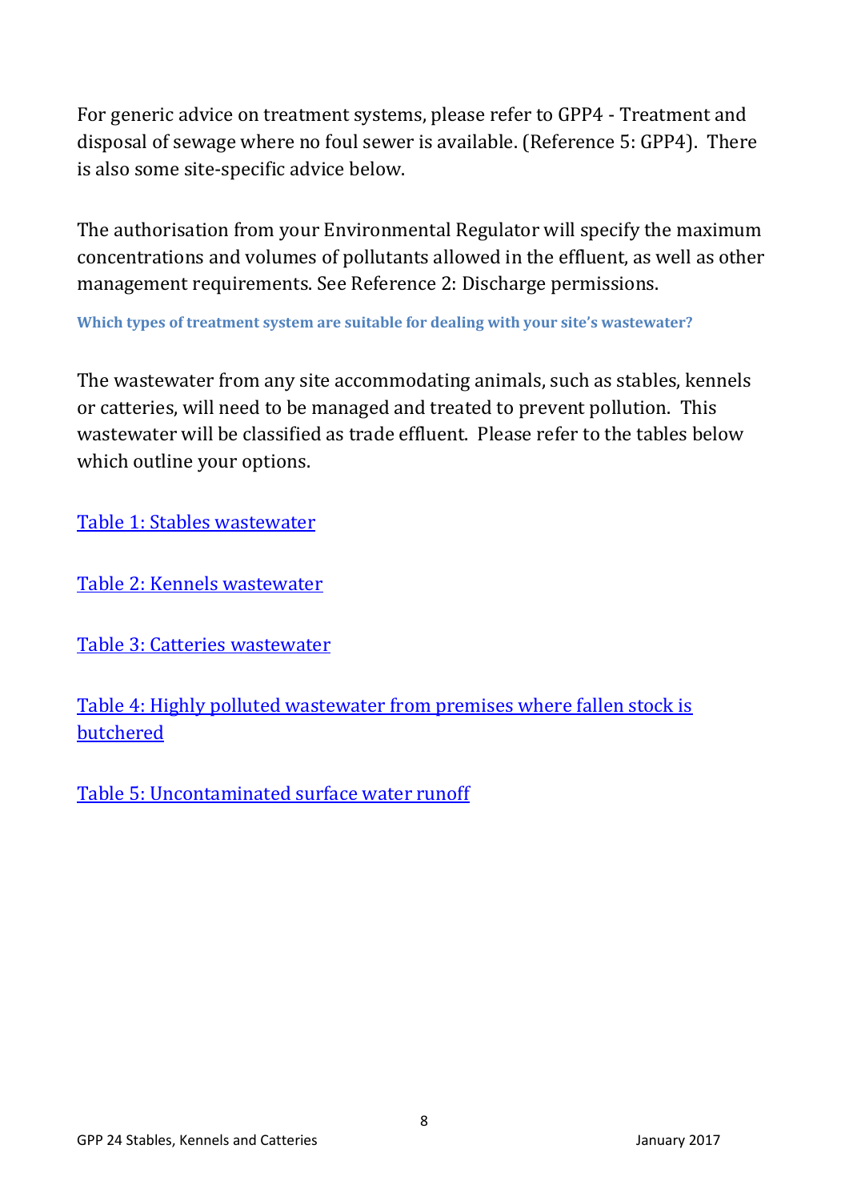For generic advice on treatment systems, please refer to GPP4 - Treatment and disposal of sewage where no foul sewer is available. (Reference 5: GPP4). There is also some site-specific advice below.

The authorisation from your Environmental Regulator will specify the maximum concentrations and volumes of pollutants allowed in the effluent, as well as other management requirements. See Reference 2: Discharge permissions.

### Which types of treatment system are suitable for dealing with your site's wastewater?

The wastewater from any site accommodating animals, such as stables, kennels or catteries, will need to be managed and treated to prevent pollution. This wastewater will be classified as trade effluent. Please refer to the tables below which outline your options.

Table 1: Stables wastewater

Table 2: Kennels wastewater

Table 3: Catteries wastewater

Table 4: Highly polluted wastewater from premises where fallen stock is butchered

Table 5: Uncontaminated surface water runoff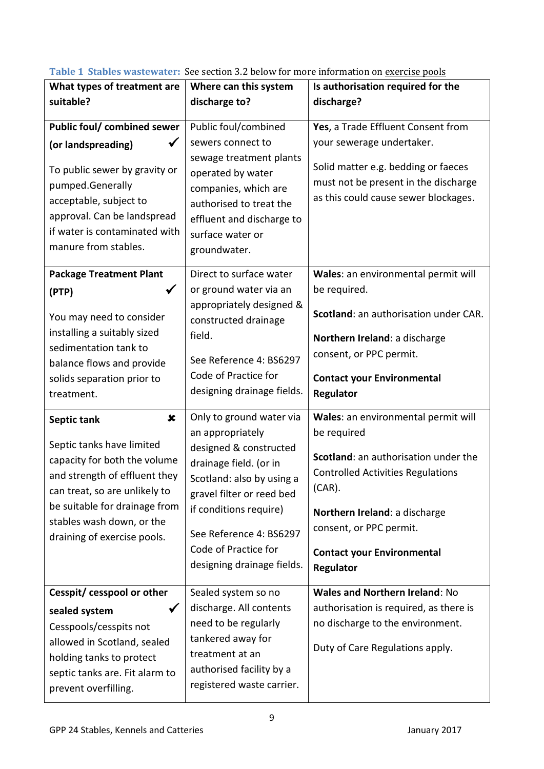**Table 1 Stables wastewater:** See section 3.2 below for more information on exercise pools

| What types of treatment are suitable? | Where can this system discharge to? | Is authorisation required for the discharge? |
|---|---|---|
| **Public foul/ combined sewer (or landspreading)** ✓<br><br>To public sewer by gravity or pumped.Generally acceptable, subject to approval. Can be landspread if water is contaminated with manure from stables. | Public foul/combined sewers connect to sewage treatment plants operated by water companies, which are authorised to treat the effluent and discharge to surface water or groundwater. | **Yes**, a Trade Effluent Consent from your sewerage undertaker.<br><br>Solid matter e.g. bedding or faeces must not be present in the discharge as this could cause sewer blockages. |
| **Package Treatment Plant (PTP)** ✓<br><br>You may need to consider installing a suitably sized sedimentation tank to balance flows and provide solids separation prior to treatment. | Direct to surface water or ground water via an appropriately designed & constructed drainage field.<br><br>See Reference 4: BS6297 Code of Practice for designing drainage fields. | **Wales**: an environmental permit will be required.<br><br>**Scotland**: an authorisation under CAR.<br><br>**Northern Ireland**: a discharge consent, or PPC permit.<br><br>**Contact your Environmental Regulator** |
| **Septic tank** ✗<br><br>Septic tanks have limited capacity for both the volume and strength of effluent they can treat, so are unlikely to be suitable for drainage from stables wash down, or the draining of exercise pools. | Only to ground water via an appropriately designed & constructed drainage field. (or in Scotland: also by using a gravel filter or reed bed if conditions require)<br><br>See Reference 4: BS6297 Code of Practice for designing drainage fields. | **Wales**: an environmental permit will be required<br><br>**Scotland**: an authorisation under the Controlled Activities Regulations (CAR).<br><br>**Northern Ireland**: a discharge consent, or PPC permit.<br><br>**Contact your Environmental Regulator** |
| **Cesspit/ cesspool or other sealed system** ✓<br><br>Cesspools/cesspits not allowed in Scotland, sealed holding tanks to protect septic tanks are. Fit alarm to prevent overfilling. | Sealed system so no discharge. All contents need to be regularly tankered away for treatment at an authorised facility by a registered waste carrier. | **Wales and Northern Ireland**: No authorisation is required, as there is no discharge to the environment.<br><br>Duty of Care Regulations apply. |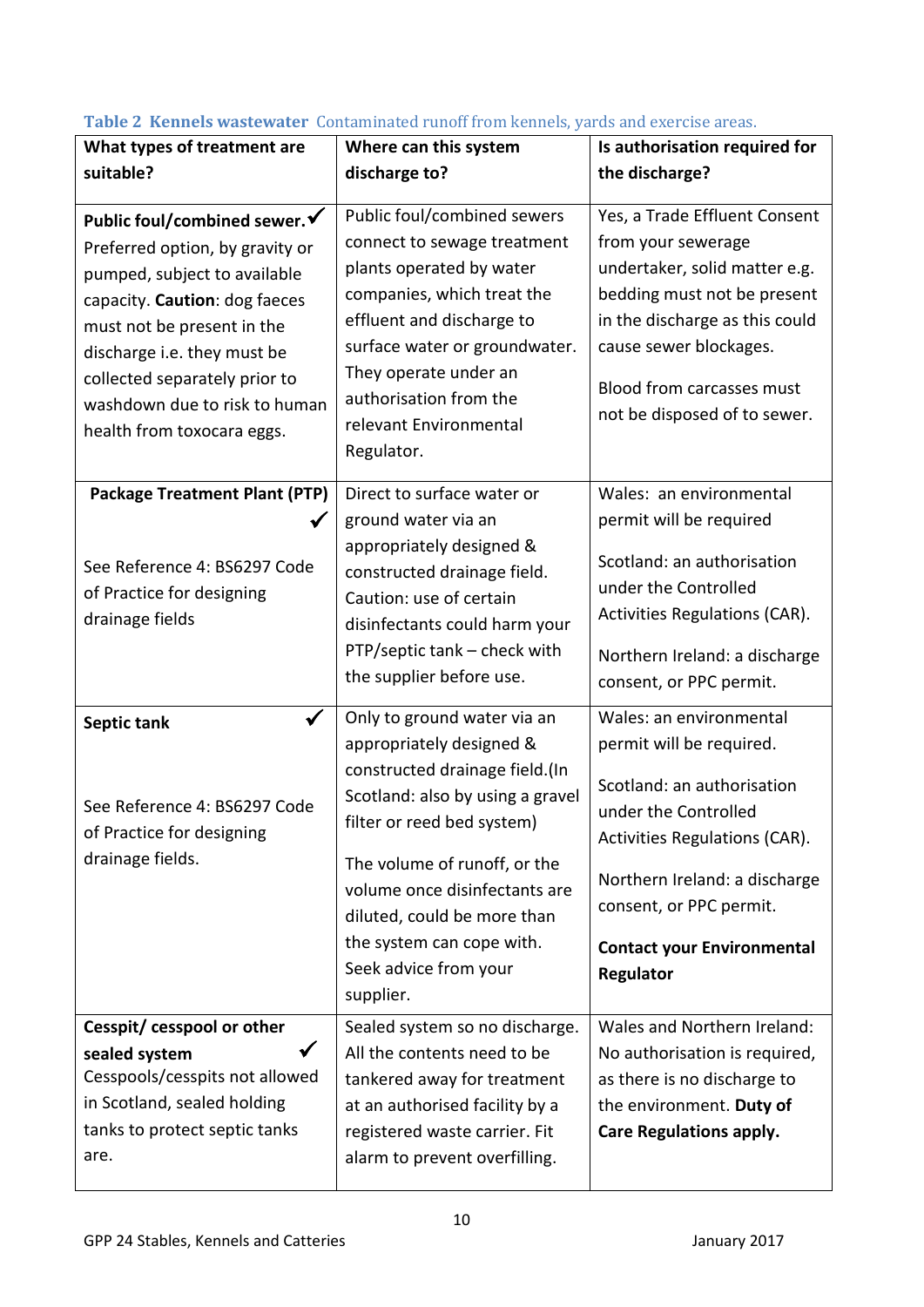**Table 2 Kennels wastewater** Contaminated runoff from kennels, yards and exercise areas.

| What types of treatment are suitable? | Where can this system discharge to? | Is authorisation required for the discharge? |
|---|---|---|
| **Public foul/combined sewer.** ✓ Preferred option, by gravity or pumped, subject to available capacity. **Caution**: dog faeces must not be present in the discharge i.e. they must be collected separately prior to washdown due to risk to human health from toxocara eggs. | Public foul/combined sewers connect to sewage treatment plants operated by water companies, which treat the effluent and discharge to surface water or groundwater. They operate under an authorisation from the relevant Environmental Regulator. | Yes, a Trade Effluent Consent from your sewerage undertaker, solid matter e.g. bedding must not be present in the discharge as this could cause sewer blockages.<br><br>Blood from carcasses must not be disposed of to sewer. |
| **Package Treatment Plant (PTP)** ✓<br><br>See Reference 4: BS6297 Code of Practice for designing drainage fields | Direct to surface water or ground water via an appropriately designed & constructed drainage field. Caution: use of certain disinfectants could harm your PTP/septic tank – check with the supplier before use. | Wales: an environmental permit will be required<br><br>Scotland: an authorisation under the Controlled Activities Regulations (CAR).<br><br>Northern Ireland: a discharge consent, or PPC permit. |
| **Septic tank** ✓<br><br>See Reference 4: BS6297 Code of Practice for designing drainage fields. | Only to ground water via an appropriately designed & constructed drainage field.(In Scotland: also by using a gravel filter or reed bed system)<br><br>The volume of runoff, or the volume once disinfectants are diluted, could be more than the system can cope with. Seek advice from your supplier. | Wales: an environmental permit will be required.<br><br>Scotland: an authorisation under the Controlled Activities Regulations (CAR).<br><br>Northern Ireland: a discharge consent, or PPC permit.<br><br>**Contact your Environmental Regulator** |
| **Cesspit/ cesspool or other sealed system** ✓<br>Cesspools/cesspits not allowed in Scotland, sealed holding tanks to protect septic tanks are. | Sealed system so no discharge. All the contents need to be tankered away for treatment at an authorised facility by a registered waste carrier. Fit alarm to prevent overfilling. | Wales and Northern Ireland: No authorisation is required, as there is no discharge to the environment. **Duty of Care Regulations apply.** |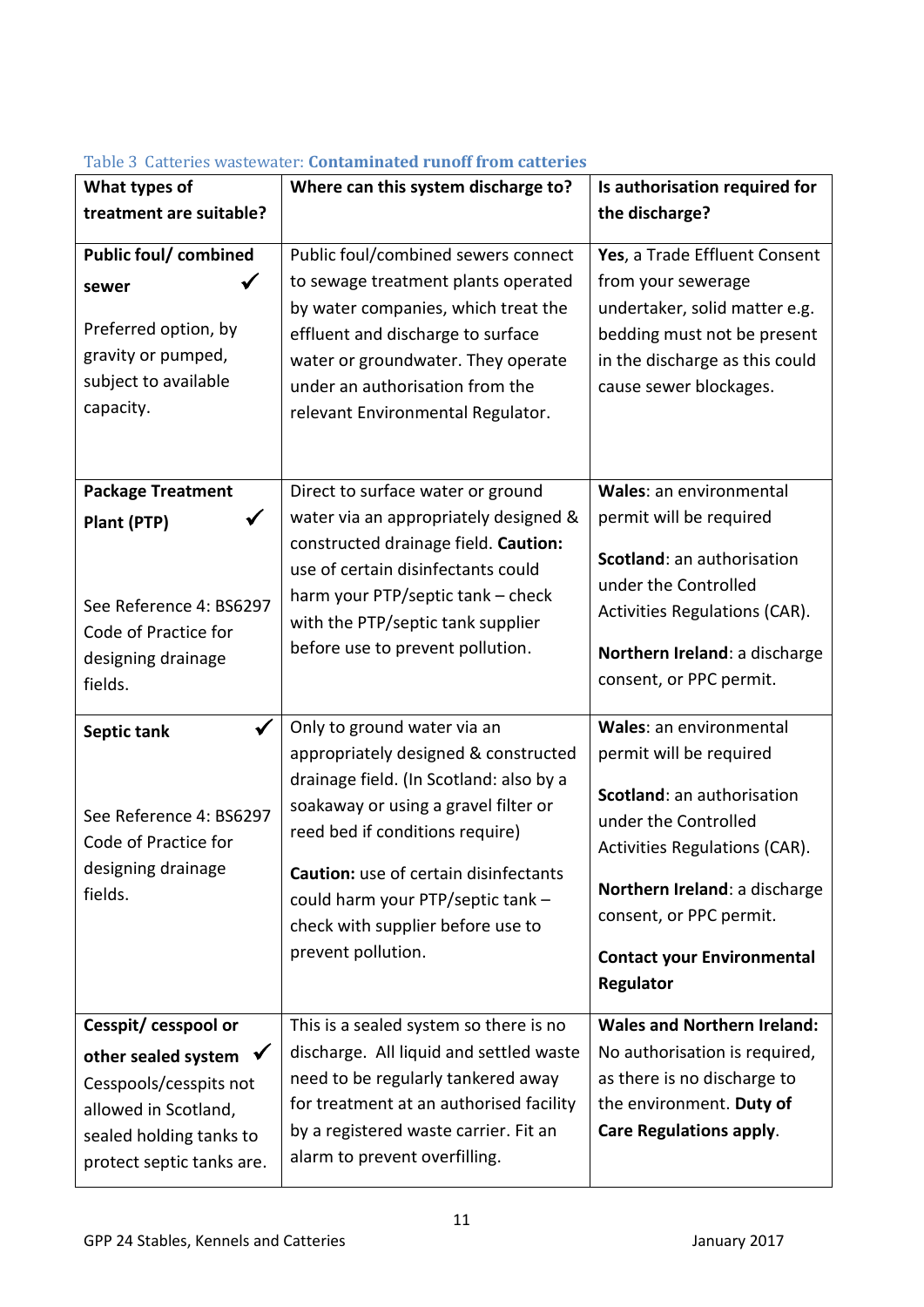Table 3 Catteries wastewater: **Contaminated runoff from catteries**

| What types of treatment are suitable? | Where can this system discharge to? | Is authorisation required for the discharge? |
|---|---|---|
| **Public foul/ combined sewer** ✓<br><br>Preferred option, by gravity or pumped, subject to available capacity. | Public foul/combined sewers connect to sewage treatment plants operated by water companies, which treat the effluent and discharge to surface water or groundwater. They operate under an authorisation from the relevant Environmental Regulator. | **Yes**, a Trade Effluent Consent from your sewerage undertaker, solid matter e.g. bedding must not be present in the discharge as this could cause sewer blockages. |
| **Package Treatment Plant (PTP)** ✓<br><br>See Reference 4: BS6297 Code of Practice for designing drainage fields. | Direct to surface water or ground water via an appropriately designed & constructed drainage field. **Caution:** use of certain disinfectants could harm your PTP/septic tank – check with the PTP/septic tank supplier before use to prevent pollution. | **Wales**: an environmental permit will be required<br><br>**Scotland**: an authorisation under the Controlled Activities Regulations (CAR).<br><br>**Northern Ireland**: a discharge consent, or PPC permit. |
| **Septic tank** ✓<br><br>See Reference 4: BS6297 Code of Practice for designing drainage fields. | Only to ground water via an appropriately designed & constructed drainage field. (In Scotland: also by a soakaway or using a gravel filter or reed bed if conditions require)<br><br>**Caution:** use of certain disinfectants could harm your PTP/septic tank – check with supplier before use to prevent pollution. | **Wales**: an environmental permit will be required<br><br>**Scotland**: an authorisation under the Controlled Activities Regulations (CAR).<br><br>**Northern Ireland**: a discharge consent, or PPC permit.<br><br>**Contact your Environmental Regulator** |
| **Cesspit/ cesspool or other sealed system** ✓<br>Cesspools/cesspits not allowed in Scotland, sealed holding tanks to protect septic tanks are. | This is a sealed system so there is no discharge. All liquid and settled waste need to be regularly tankered away for treatment at an authorised facility by a registered waste carrier. Fit an alarm to prevent overfilling. | **Wales and Northern Ireland:** No authorisation is required, as there is no discharge to the environment. **Duty of Care Regulations apply**. |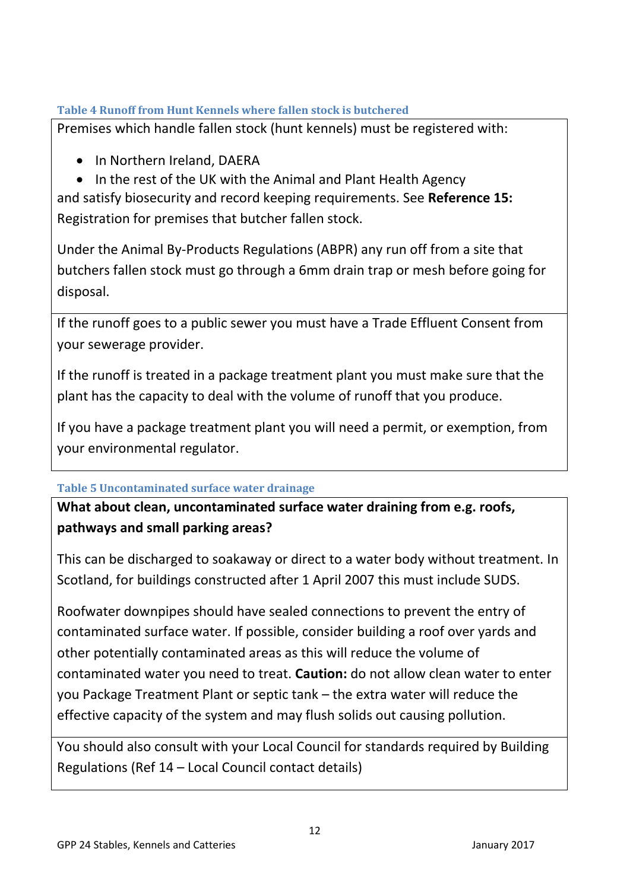#### Table 4 Runoff from Hunt Kennels where fallen stock is butchered

Premises which handle fallen stock (hunt kennels) must be registered with:

- In Northern Ireland, DAERA
- In the rest of the UK with the Animal and Plant Health Agency

and satisfy biosecurity and record keeping requirements. See **Reference 15:** Registration for premises that butcher fallen stock.

Under the Animal By-Products Regulations (ABPR) any run off from a site that butchers fallen stock must go through a 6mm drain trap or mesh before going for disposal.

If the runoff goes to a public sewer you must have a Trade Effluent Consent from your sewerage provider.

If the runoff is treated in a package treatment plant you must make sure that the plant has the capacity to deal with the volume of runoff that you produce.

If you have a package treatment plant you will need a permit, or exemption, from your environmental regulator.

#### Table 5 Uncontaminated surface water drainage

**What about clean, uncontaminated surface water draining from e.g. roofs, pathways and small parking areas?**

This can be discharged to soakaway or direct to a water body without treatment. In Scotland, for buildings constructed after 1 April 2007 this must include SUDS.

Roofwater downpipes should have sealed connections to prevent the entry of contaminated surface water. If possible, consider building a roof over yards and other potentially contaminated areas as this will reduce the volume of contaminated water you need to treat. **Caution:** do not allow clean water to enter you Package Treatment Plant or septic tank – the extra water will reduce the effective capacity of the system and may flush solids out causing pollution.

You should also consult with your Local Council for standards required by Building Regulations (Ref 14 – Local Council contact details)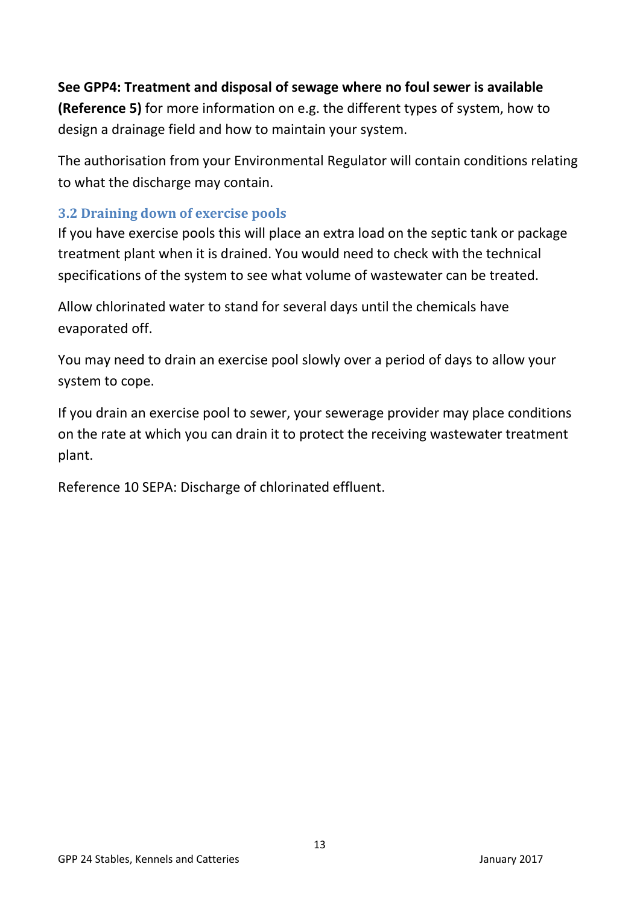**See GPP4: Treatment and disposal of sewage where no foul sewer is available (Reference 5)** for more information on e.g. the different types of system, how to design a drainage field and how to maintain your system.

The authorisation from your Environmental Regulator will contain conditions relating to what the discharge may contain.

### 3.2 Draining down of exercise pools

If you have exercise pools this will place an extra load on the septic tank or package treatment plant when it is drained. You would need to check with the technical specifications of the system to see what volume of wastewater can be treated.

Allow chlorinated water to stand for several days until the chemicals have evaporated off.

You may need to drain an exercise pool slowly over a period of days to allow your system to cope.

If you drain an exercise pool to sewer, your sewerage provider may place conditions on the rate at which you can drain it to protect the receiving wastewater treatment plant.

Reference 10 SEPA: Discharge of chlorinated effluent.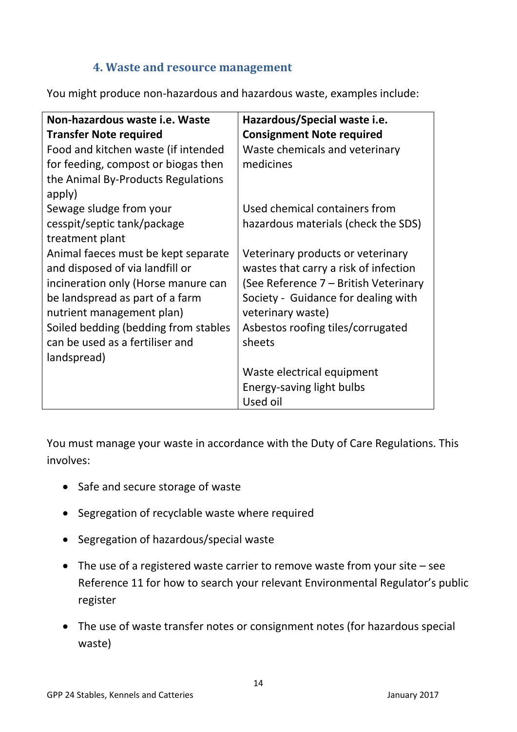## 4. Waste and resource management

You might produce non-hazardous and hazardous waste, examples include:

| Non-hazardous waste i.e. Waste Transfer Note required | Hazardous/Special waste i.e. Consignment Note required |
|---|---|
| Food and kitchen waste (if intended for feeding, compost or biogas then the Animal By-Products Regulations apply) | Waste chemicals and veterinary medicines |
| Sewage sludge from your cesspit/septic tank/package treatment plant | Used chemical containers from hazardous materials (check the SDS) |
| Animal faeces must be kept separate and disposed of via landfill or incineration only (Horse manure can be landspread as part of a farm nutrient management plan) | Veterinary products or veterinary wastes that carry a risk of infection (See Reference 7 – British Veterinary Society - Guidance for dealing with veterinary waste) |
| Soiled bedding (bedding from stables can be used as a fertiliser and landspread) | Asbestos roofing tiles/corrugated sheets |
| | Waste electrical equipment<br>Energy-saving light bulbs<br>Used oil |

You must manage your waste in accordance with the Duty of Care Regulations. This involves:

- Safe and secure storage of waste
- Segregation of recyclable waste where required
- Segregation of hazardous/special waste
- The use of a registered waste carrier to remove waste from your site – see Reference 11 for how to search your relevant Environmental Regulator's public register
- The use of waste transfer notes or consignment notes (for hazardous special waste)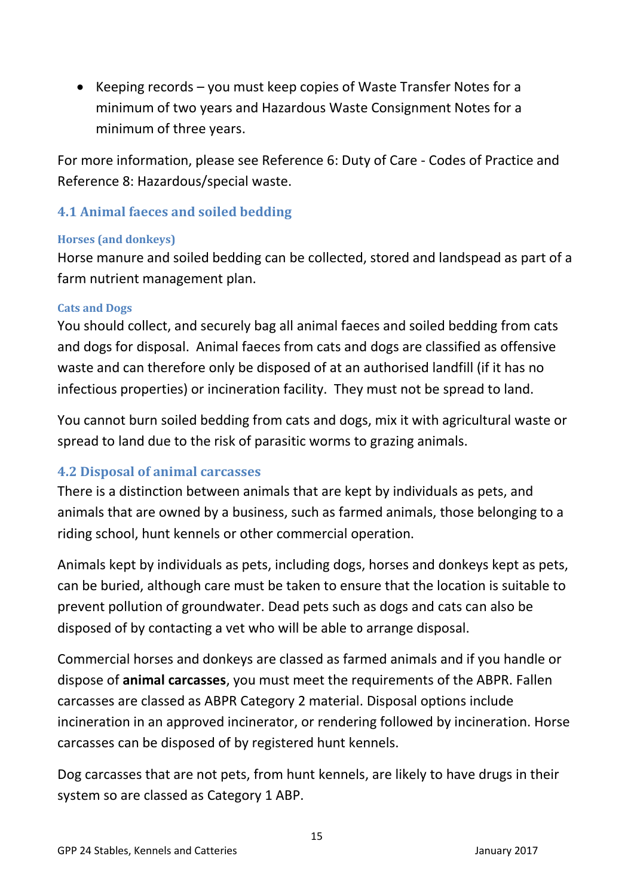- Keeping records – you must keep copies of Waste Transfer Notes for a minimum of two years and Hazardous Waste Consignment Notes for a minimum of three years.

For more information, please see Reference 6: Duty of Care - Codes of Practice and Reference 8: Hazardous/special waste.

## 4.1 Animal faeces and soiled bedding

#### Horses (and donkeys)

Horse manure and soiled bedding can be collected, stored and landspead as part of a farm nutrient management plan.

#### Cats and Dogs

You should collect, and securely bag all animal faeces and soiled bedding from cats and dogs for disposal. Animal faeces from cats and dogs are classified as offensive waste and can therefore only be disposed of at an authorised landfill (if it has no infectious properties) or incineration facility. They must not be spread to land.

You cannot burn soiled bedding from cats and dogs, mix it with agricultural waste or spread to land due to the risk of parasitic worms to grazing animals.

## 4.2 Disposal of animal carcasses

There is a distinction between animals that are kept by individuals as pets, and animals that are owned by a business, such as farmed animals, those belonging to a riding school, hunt kennels or other commercial operation.

Animals kept by individuals as pets, including dogs, horses and donkeys kept as pets, can be buried, although care must be taken to ensure that the location is suitable to prevent pollution of groundwater. Dead pets such as dogs and cats can also be disposed of by contacting a vet who will be able to arrange disposal.

Commercial horses and donkeys are classed as farmed animals and if you handle or dispose of **animal carcasses**, you must meet the requirements of the ABPR. Fallen carcasses are classed as ABPR Category 2 material. Disposal options include incineration in an approved incinerator, or rendering followed by incineration. Horse carcasses can be disposed of by registered hunt kennels.

Dog carcasses that are not pets, from hunt kennels, are likely to have drugs in their system so are classed as Category 1 ABP.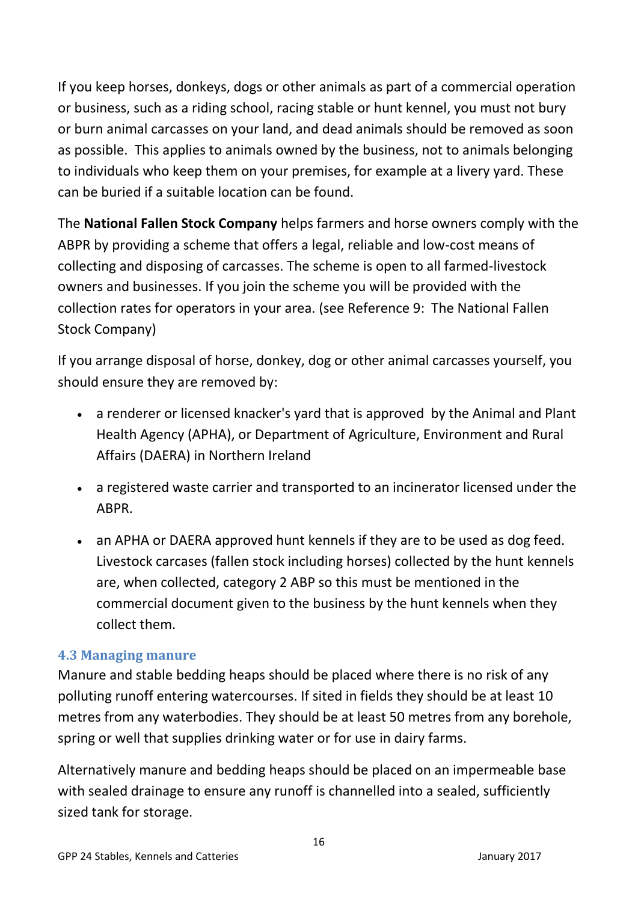If you keep horses, donkeys, dogs or other animals as part of a commercial operation or business, such as a riding school, racing stable or hunt kennel, you must not bury or burn animal carcasses on your land, and dead animals should be removed as soon as possible. This applies to animals owned by the business, not to animals belonging to individuals who keep them on your premises, for example at a livery yard. These can be buried if a suitable location can be found.

The **National Fallen Stock Company** helps farmers and horse owners comply with the ABPR by providing a scheme that offers a legal, reliable and low-cost means of collecting and disposing of carcasses. The scheme is open to all farmed-livestock owners and businesses. If you join the scheme you will be provided with the collection rates for operators in your area. (see Reference 9: The National Fallen Stock Company)

If you arrange disposal of horse, donkey, dog or other animal carcasses yourself, you should ensure they are removed by:

- a renderer or licensed knacker's yard that is approved by the Animal and Plant Health Agency (APHA), or Department of Agriculture, Environment and Rural Affairs (DAERA) in Northern Ireland
- a registered waste carrier and transported to an incinerator licensed under the ABPR.
- an APHA or DAERA approved hunt kennels if they are to be used as dog feed. Livestock carcases (fallen stock including horses) collected by the hunt kennels are, when collected, category 2 ABP so this must be mentioned in the commercial document given to the business by the hunt kennels when they collect them.

### 4.3 Managing manure

Manure and stable bedding heaps should be placed where there is no risk of any polluting runoff entering watercourses. If sited in fields they should be at least 10 metres from any waterbodies. They should be at least 50 metres from any borehole, spring or well that supplies drinking water or for use in dairy farms.

Alternatively manure and bedding heaps should be placed on an impermeable base with sealed drainage to ensure any runoff is channelled into a sealed, sufficiently sized tank for storage.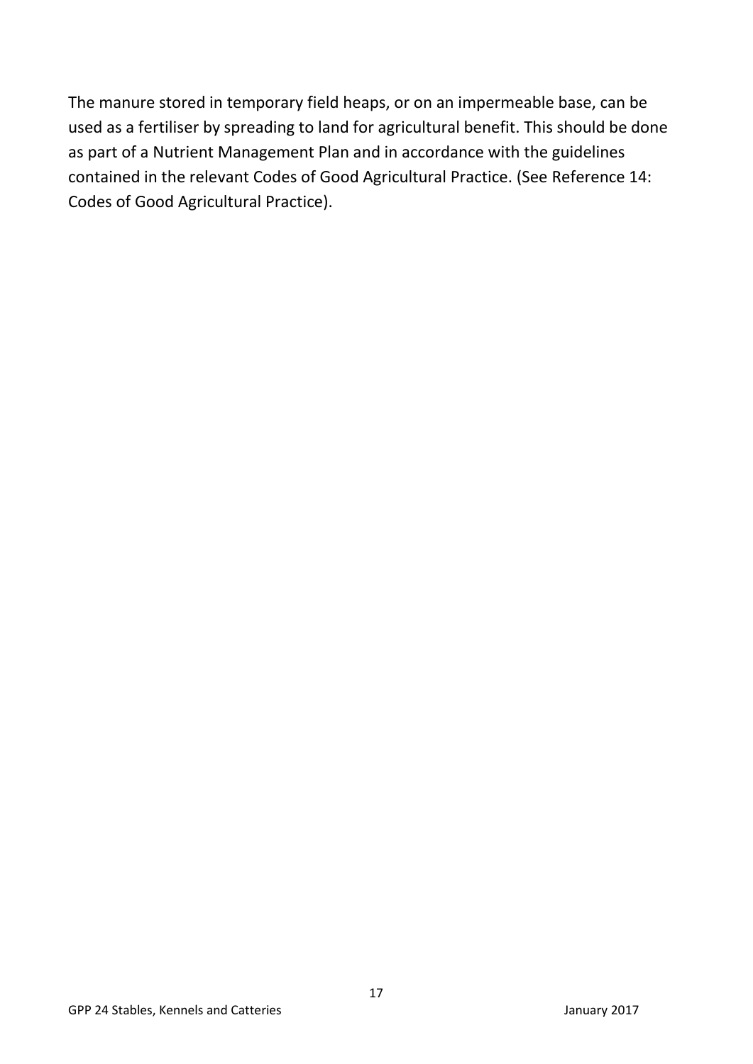The manure stored in temporary field heaps, or on an impermeable base, can be used as a fertiliser by spreading to land for agricultural benefit. This should be done as part of a Nutrient Management Plan and in accordance with the guidelines contained in the relevant Codes of Good Agricultural Practice. (See Reference 14: Codes of Good Agricultural Practice).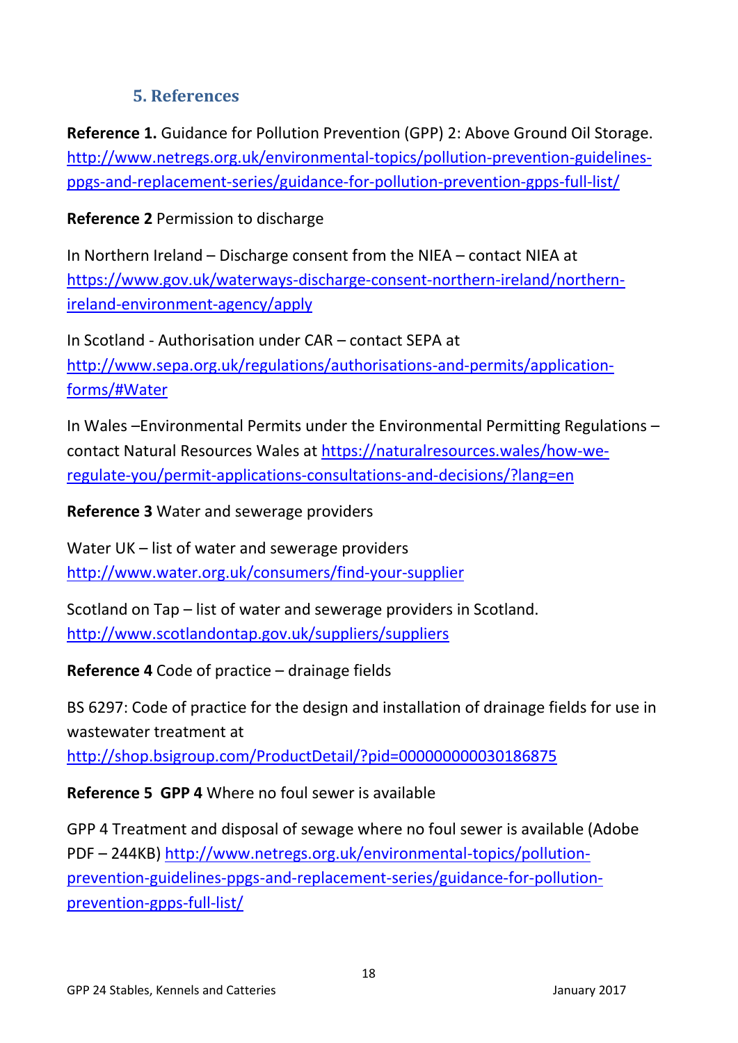## 5. References

**Reference 1.** Guidance for Pollution Prevention (GPP) 2: Above Ground Oil Storage. http://www.netregs.org.uk/environmental-topics/pollution-prevention-guidelines-ppgs-and-replacement-series/guidance-for-pollution-prevention-gpps-full-list/

**Reference 2** Permission to discharge

In Northern Ireland – Discharge consent from the NIEA – contact NIEA at https://www.gov.uk/waterways-discharge-consent-northern-ireland/northern-ireland-environment-agency/apply

In Scotland - Authorisation under CAR – contact SEPA at http://www.sepa.org.uk/regulations/authorisations-and-permits/application-forms/#Water

In Wales –Environmental Permits under the Environmental Permitting Regulations – contact Natural Resources Wales at https://naturalresources.wales/how-we-regulate-you/permit-applications-consultations-and-decisions/?lang=en

**Reference 3** Water and sewerage providers

Water UK – list of water and sewerage providers http://www.water.org.uk/consumers/find-your-supplier

Scotland on Tap – list of water and sewerage providers in Scotland. http://www.scotlandontap.gov.uk/suppliers/suppliers

**Reference 4** Code of practice – drainage fields

BS 6297: Code of practice for the design and installation of drainage fields for use in wastewater treatment at http://shop.bsigroup.com/ProductDetail/?pid=000000000030186875

**Reference 5 GPP 4** Where no foul sewer is available

GPP 4 Treatment and disposal of sewage where no foul sewer is available (Adobe PDF – 244KB) http://www.netregs.org.uk/environmental-topics/pollution-prevention-guidelines-ppgs-and-replacement-series/guidance-for-pollution-prevention-gpps-full-list/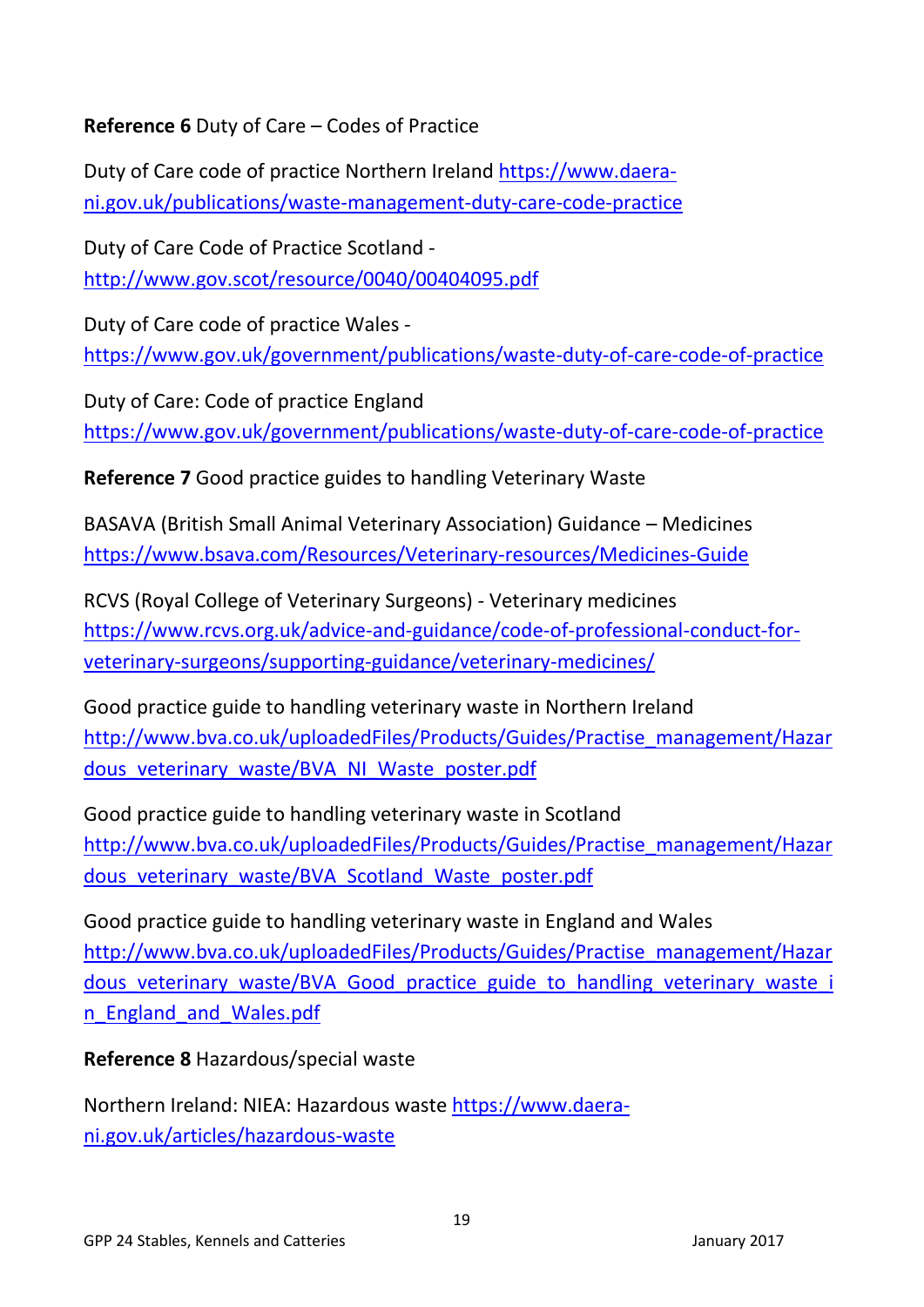**Reference 6** Duty of Care – Codes of Practice

Duty of Care code of practice Northern Ireland https://www.daera-ni.gov.uk/publications/waste-management-duty-care-code-practice

Duty of Care Code of Practice Scotland - http://www.gov.scot/resource/0040/00404095.pdf

Duty of Care code of practice Wales - https://www.gov.uk/government/publications/waste-duty-of-care-code-of-practice

Duty of Care: Code of practice England https://www.gov.uk/government/publications/waste-duty-of-care-code-of-practice

**Reference 7** Good practice guides to handling Veterinary Waste

BASAVA (British Small Animal Veterinary Association) Guidance – Medicines https://www.bsava.com/Resources/Veterinary-resources/Medicines-Guide

RCVS (Royal College of Veterinary Surgeons) - Veterinary medicines https://www.rcvs.org.uk/advice-and-guidance/code-of-professional-conduct-for-veterinary-surgeons/supporting-guidance/veterinary-medicines/

Good practice guide to handling veterinary waste in Northern Ireland http://www.bva.co.uk/uploadedFiles/Products/Guides/Practise_management/Hazardous_veterinary_waste/BVA_NI_Waste_poster.pdf

Good practice guide to handling veterinary waste in Scotland http://www.bva.co.uk/uploadedFiles/Products/Guides/Practise_management/Hazardous_veterinary_waste/BVA_Scotland_Waste_poster.pdf

Good practice guide to handling veterinary waste in England and Wales http://www.bva.co.uk/uploadedFiles/Products/Guides/Practise_management/Hazardous_veterinary_waste/BVA_Good_practice_guide_to_handling_veterinary_waste_in_England_and_Wales.pdf

**Reference 8** Hazardous/special waste

Northern Ireland: NIEA: Hazardous waste https://www.daera-ni.gov.uk/articles/hazardous-waste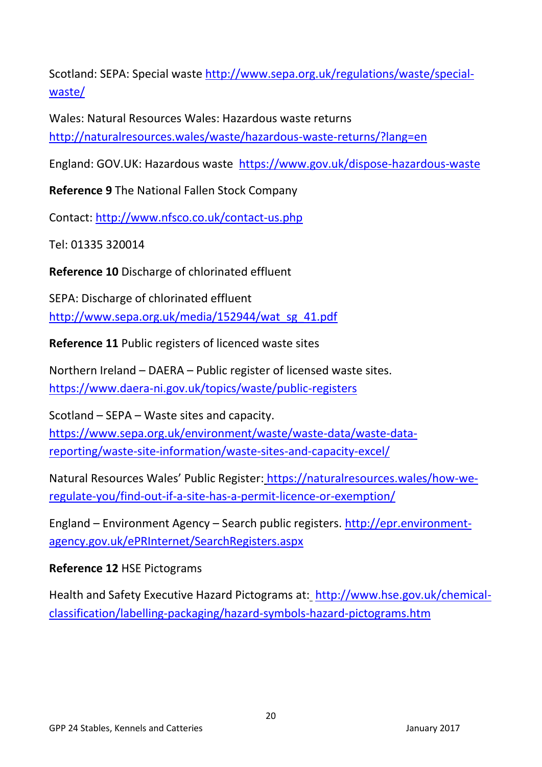Scotland: SEPA: Special waste http://www.sepa.org.uk/regulations/waste/special-waste/

Wales: Natural Resources Wales: Hazardous waste returns http://naturalresources.wales/waste/hazardous-waste-returns/?lang=en

England: GOV.UK: Hazardous waste https://www.gov.uk/dispose-hazardous-waste

**Reference 9** The National Fallen Stock Company

Contact: http://www.nfsco.co.uk/contact-us.php

Tel: 01335 320014

**Reference 10** Discharge of chlorinated effluent

SEPA: Discharge of chlorinated effluent http://www.sepa.org.uk/media/152944/wat_sg_41.pdf

**Reference 11** Public registers of licenced waste sites

Northern Ireland – DAERA – Public register of licensed waste sites. https://www.daera-ni.gov.uk/topics/waste/public-registers

Scotland – SEPA – Waste sites and capacity. https://www.sepa.org.uk/environment/waste/waste-data/waste-data-reporting/waste-site-information/waste-sites-and-capacity-excel/

Natural Resources Wales' Public Register: https://naturalresources.wales/how-we-regulate-you/find-out-if-a-site-has-a-permit-licence-or-exemption/

England – Environment Agency – Search public registers. http://epr.environment-agency.gov.uk/ePRInternet/SearchRegisters.aspx

**Reference 12** HSE Pictograms

Health and Safety Executive Hazard Pictograms at: http://www.hse.gov.uk/chemical-classification/labelling-packaging/hazard-symbols-hazard-pictograms.htm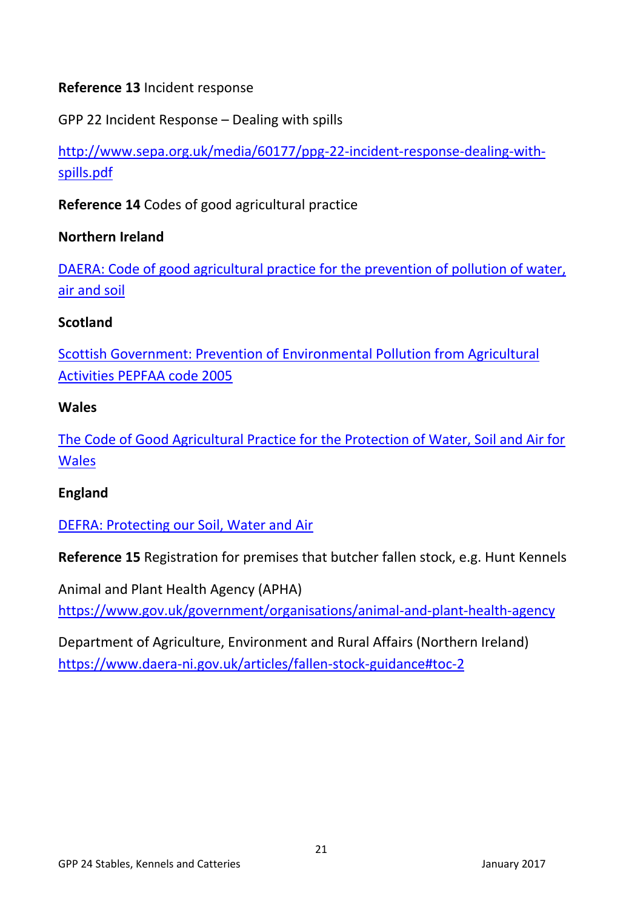**Reference 13** Incident response

GPP 22 Incident Response – Dealing with spills

http://www.sepa.org.uk/media/60177/ppg-22-incident-response-dealing-with-spills.pdf

**Reference 14** Codes of good agricultural practice

**Northern Ireland**

DAERA: Code of good agricultural practice for the prevention of pollution of water, air and soil

**Scotland**

Scottish Government: Prevention of Environmental Pollution from Agricultural Activities PEPFAA code 2005

**Wales**

The Code of Good Agricultural Practice for the Protection of Water, Soil and Air for Wales

**England**

DEFRA: Protecting our Soil, Water and Air

**Reference 15** Registration for premises that butcher fallen stock, e.g. Hunt Kennels

Animal and Plant Health Agency (APHA)
https://www.gov.uk/government/organisations/animal-and-plant-health-agency

Department of Agriculture, Environment and Rural Affairs (Northern Ireland)
https://www.daera-ni.gov.uk/articles/fallen-stock-guidance#toc-2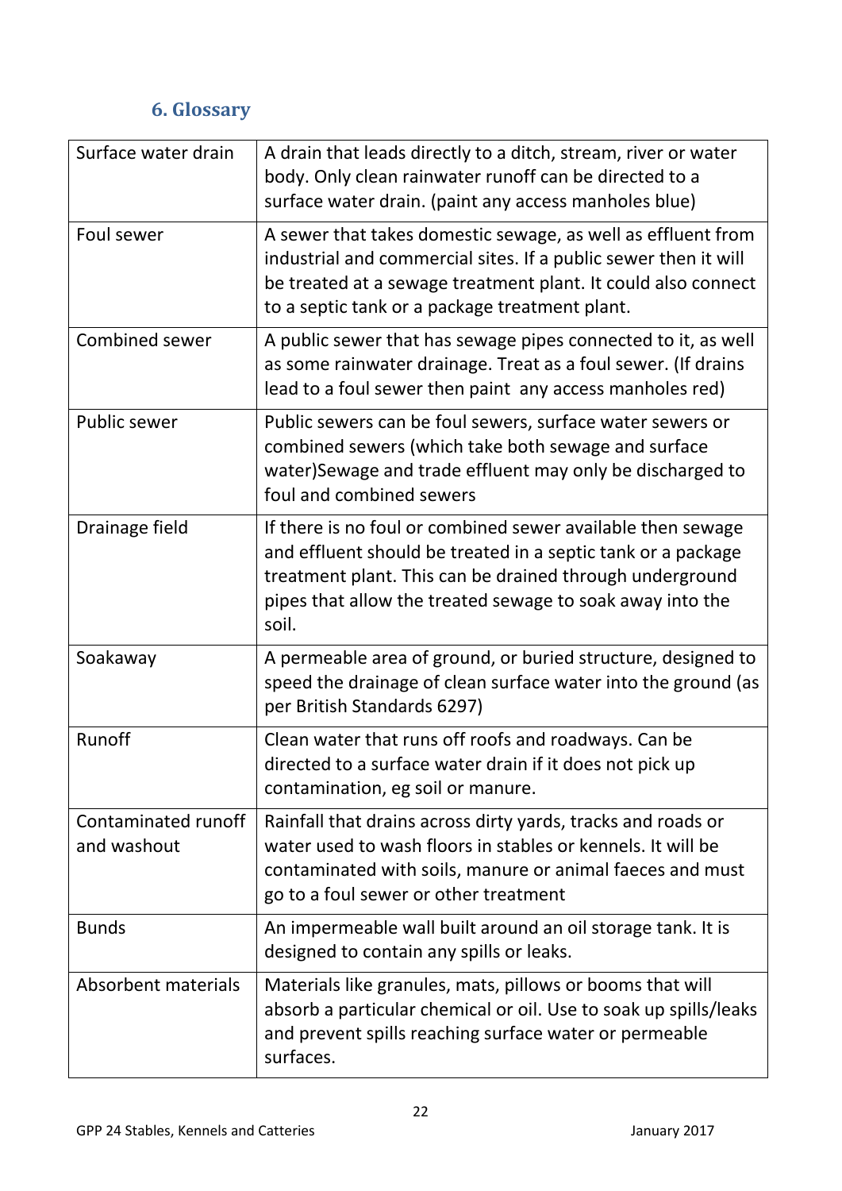## 6. Glossary

| | |
|---|---|
| Surface water drain | A drain that leads directly to a ditch, stream, river or water body. Only clean rainwater runoff can be directed to a surface water drain. (paint any access manholes blue) |
| Foul sewer | A sewer that takes domestic sewage, as well as effluent from industrial and commercial sites. If a public sewer then it will be treated at a sewage treatment plant. It could also connect to a septic tank or a package treatment plant. |
| Combined sewer | A public sewer that has sewage pipes connected to it, as well as some rainwater drainage. Treat as a foul sewer. (If drains lead to a foul sewer then paint any access manholes red) |
| Public sewer | Public sewers can be foul sewers, surface water sewers or combined sewers (which take both sewage and surface water)Sewage and trade effluent may only be discharged to foul and combined sewers |
| Drainage field | If there is no foul or combined sewer available then sewage and effluent should be treated in a septic tank or a package treatment plant. This can be drained through underground pipes that allow the treated sewage to soak away into the soil. |
| Soakaway | A permeable area of ground, or buried structure, designed to speed the drainage of clean surface water into the ground (as per British Standards 6297) |
| Runoff | Clean water that runs off roofs and roadways. Can be directed to a surface water drain if it does not pick up contamination, eg soil or manure. |
| Contaminated runoff and washout | Rainfall that drains across dirty yards, tracks and roads or water used to wash floors in stables or kennels. It will be contaminated with soils, manure or animal faeces and must go to a foul sewer or other treatment |
| Bunds | An impermeable wall built around an oil storage tank. It is designed to contain any spills or leaks. |
| Absorbent materials | Materials like granules, mats, pillows or booms that will absorb a particular chemical or oil. Use to soak up spills/leaks and prevent spills reaching surface water or permeable surfaces. |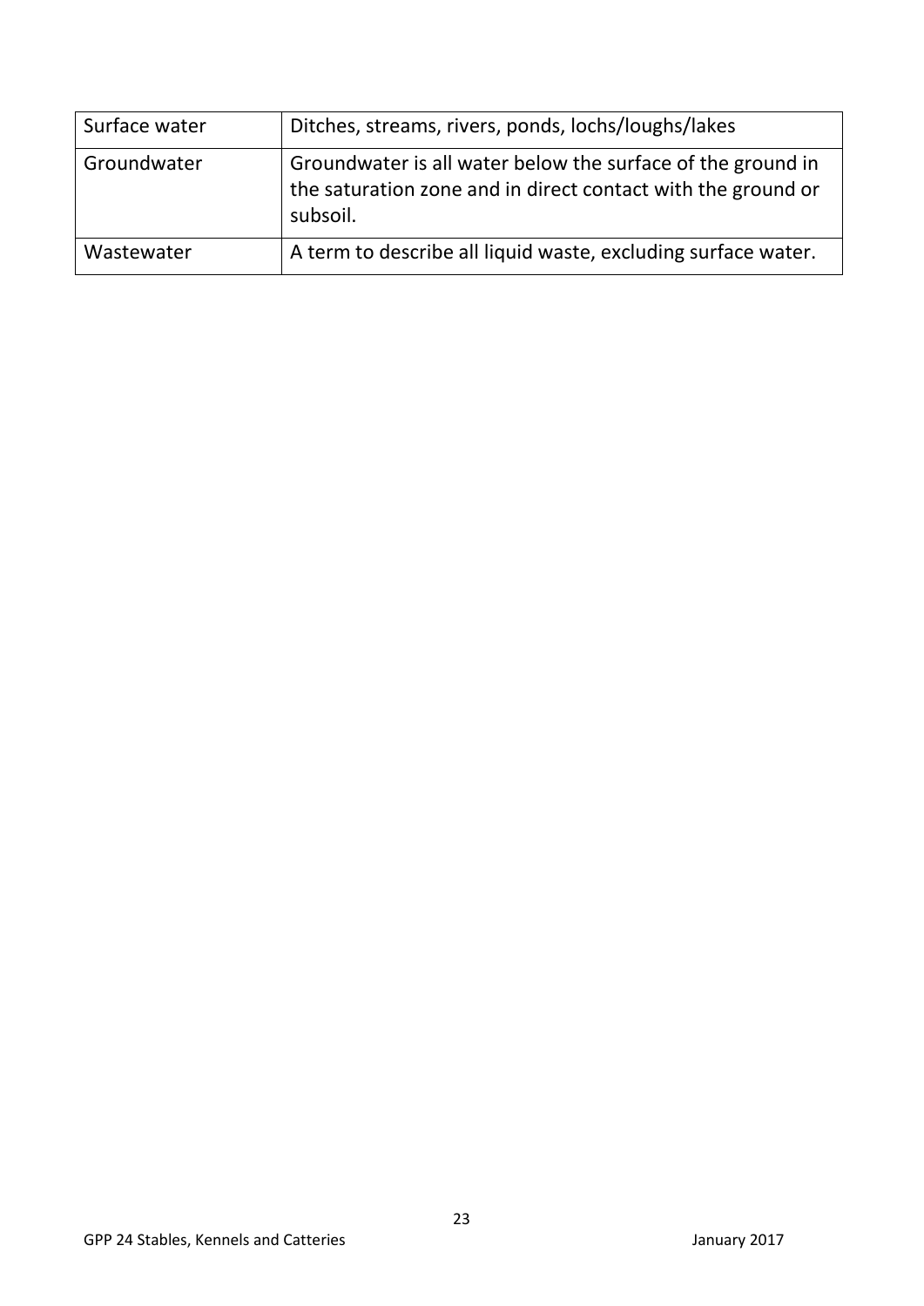| Surface water | Ditches, streams, rivers, ponds, lochs/loughs/lakes |
| --- | --- |
| Groundwater | Groundwater is all water below the surface of the ground in the saturation zone and in direct contact with the ground or subsoil. |
| Wastewater | A term to describe all liquid waste, excluding surface water. |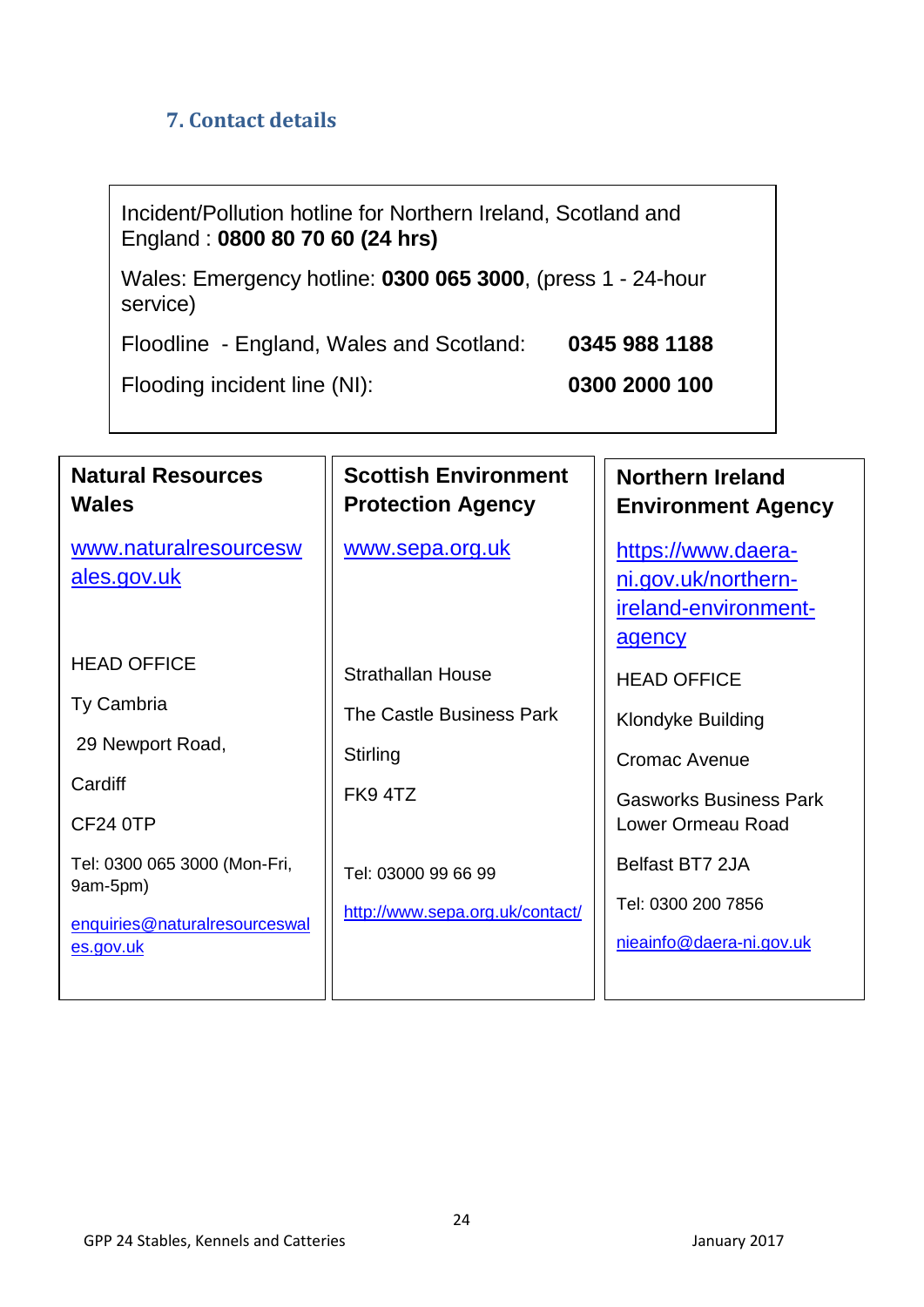## 7. Contact details

Incident/Pollution hotline for Northern Ireland, Scotland and England : **0800 80 70 60 (24 hrs)**

Wales: Emergency hotline: **0300 065 3000**, (press 1 - 24-hour service)

Floodline - England, Wales and Scotland: **0345 988 1188**

Flooding incident line (NI): **0300 2000 100**

| **Natural Resources Wales** | **Scottish Environment Protection Agency** | **Northern Ireland Environment Agency** |
|---|---|---|
| www.naturalresourceswales.gov.uk | www.sepa.org.uk | https://www.daera-ni.gov.uk/northern-ireland-environment-agency |
| HEAD OFFICE<br>Ty Cambria<br>29 Newport Road,<br>Cardiff<br>CF24 0TP | Strathallan House<br>The Castle Business Park<br>Stirling<br>FK9 4TZ | HEAD OFFICE<br>Klondyke Building<br>Cromac Avenue<br>Gasworks Business Park Lower Ormeau Road<br>Belfast BT7 2JA |
| Tel: 0300 065 3000 (Mon-Fri, 9am-5pm) | Tel: 03000 99 66 99 | Tel: 0300 200 7856 |
| enquiries@naturalresourceswales.gov.uk | http://www.sepa.org.uk/contact/ | nieainfo@daera-ni.gov.uk |